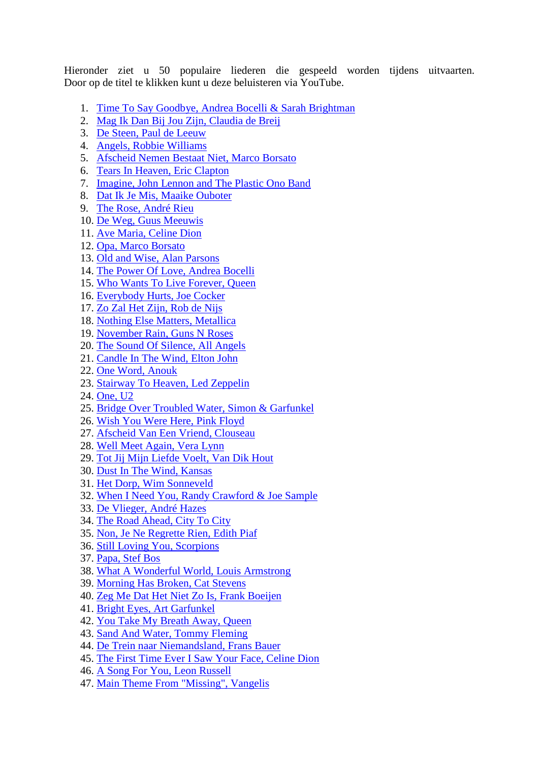Hieronder ziet u 50 populaire liederen die gespeeld worden tijdens uitvaarten. Door op de titel te klikken kunt u deze beluisteren via YouTube.

1. Time To Say Goodbye, Andrea Bocelli & Sarah Brightman
2. Mag Ik Dan Bij Jou Zijn, Claudia de Breij
3. De Steen, Paul de Leeuw
4. Angels, Robbie Williams
5. Afscheid Nemen Bestaat Niet, Marco Borsato
6. Tears In Heaven, Eric Clapton
7. Imagine, John Lennon and The Plastic Ono Band
8. Dat Ik Je Mis, Maaike Ouboter
9. The Rose, André Rieu
10. De Weg, Guus Meeuwis
11. Ave Maria, Celine Dion
12. Opa, Marco Borsato
13. Old and Wise, Alan Parsons
14. The Power Of Love, Andrea Bocelli
15. Who Wants To Live Forever, Queen
16. Everybody Hurts, Joe Cocker
17. Zo Zal Het Zijn, Rob de Nijs
18. Nothing Else Matters, Metallica
19. November Rain, Guns N Roses
20. The Sound Of Silence, All Angels
21. Candle In The Wind, Elton John
22. One Word, Anouk
23. Stairway To Heaven, Led Zeppelin
24. One, U2
25. Bridge Over Troubled Water, Simon & Garfunkel
26. Wish You Were Here, Pink Floyd
27. Afscheid Van Een Vriend, Clouseau
28. Well Meet Again, Vera Lynn
29. Tot Jij Mijn Liefde Voelt, Van Dik Hout
30. Dust In The Wind, Kansas
31. Het Dorp, Wim Sonneveld
32. When I Need You, Randy Crawford & Joe Sample
33. De Vlieger, André Hazes
34. The Road Ahead, City To City
35. Non, Je Ne Regrette Rien, Edith Piaf
36. Still Loving You, Scorpions
37. Papa, Stef Bos
38. What A Wonderful World, Louis Armstrong
39. Morning Has Broken, Cat Stevens
40. Zeg Me Dat Het Niet Zo Is, Frank Boeijen
41. Bright Eyes, Art Garfunkel
42. You Take My Breath Away, Queen
43. Sand And Water, Tommy Fleming
44. De Trein naar Niemandsland, Frans Bauer
45. The First Time Ever I Saw Your Face, Celine Dion
46. A Song For You, Leon Russell
47. Main Theme From "Missing", Vangelis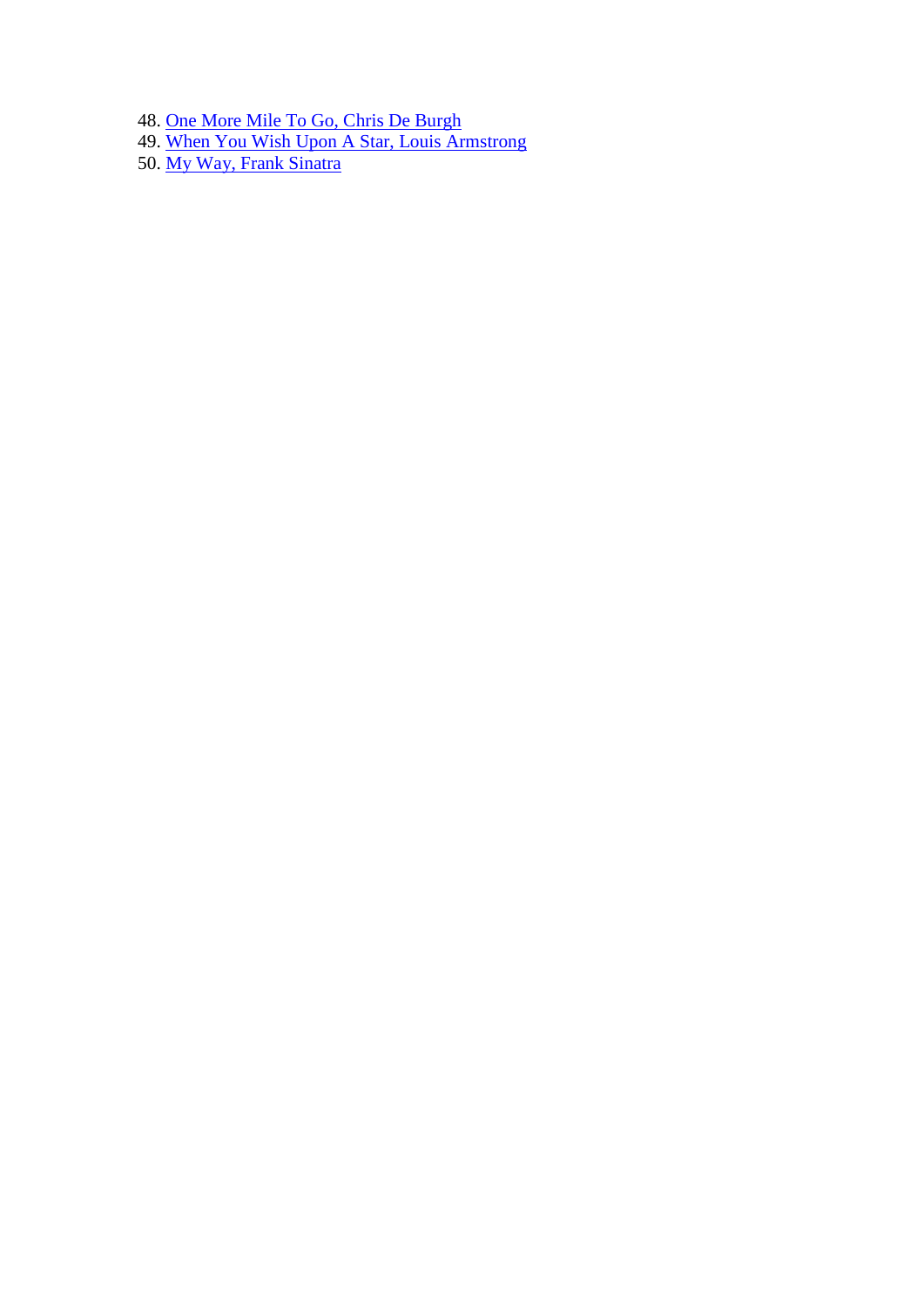48. One More Mile To Go, Chris De Burgh
49. When You Wish Upon A Star, Louis Armstrong
50. My Way, Frank Sinatra